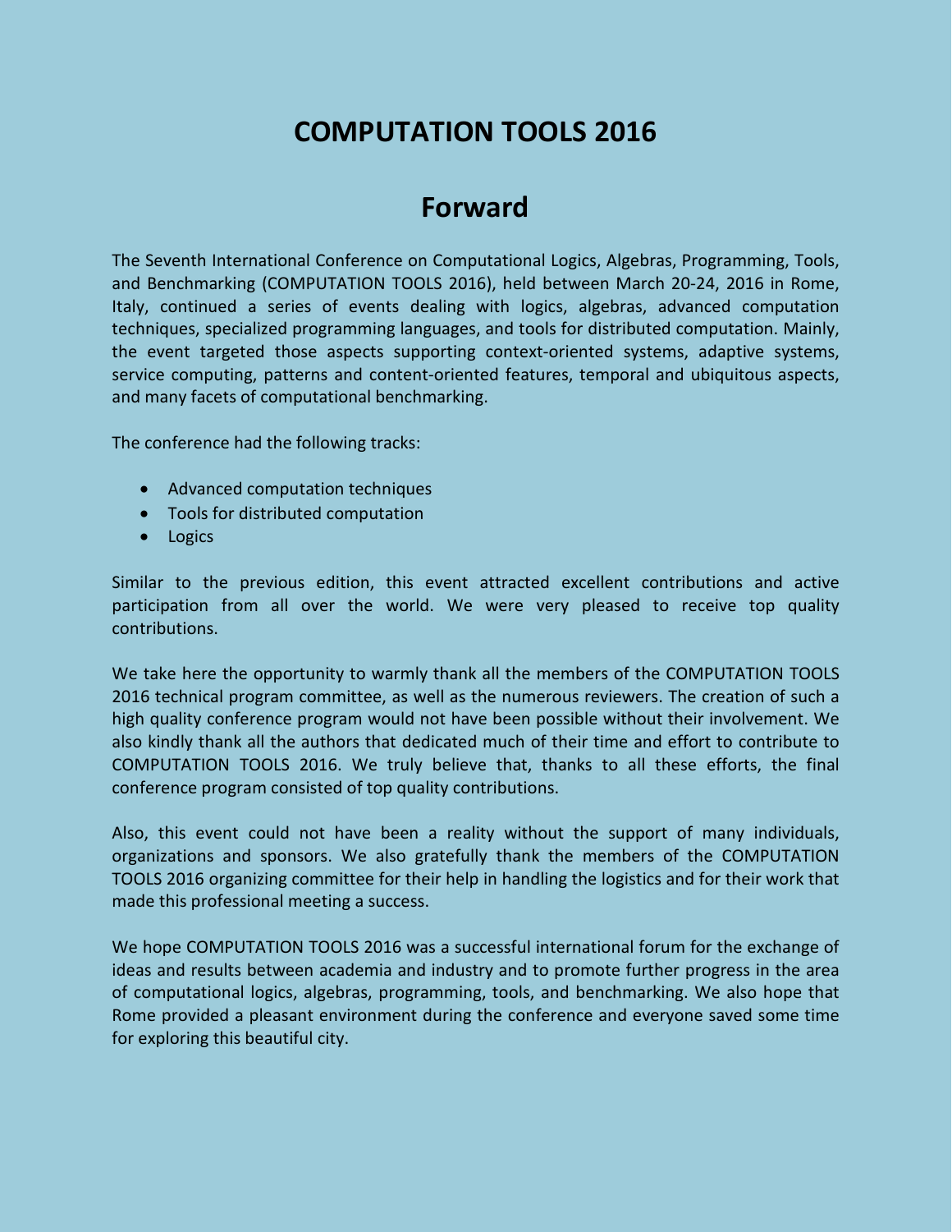# COMPUTATION TOOLS 2016

## Forward

The Seventh International Conference on Computational Logics, Algebras, Programming, Tools, and Benchmarking (COMPUTATION TOOLS 2016), held between March 20-24, 2016 in Rome, Italy, continued a series of events dealing with logics, algebras, advanced computation techniques, specialized programming languages, and tools for distributed computation. Mainly, the event targeted those aspects supporting context-oriented systems, adaptive systems, service computing, patterns and content-oriented features, temporal and ubiquitous aspects, and many facets of computational benchmarking.

The conference had the following tracks:

- Advanced computation techniques
- Tools for distributed computation
- Logics

Similar to the previous edition, this event attracted excellent contributions and active participation from all over the world. We were very pleased to receive top quality contributions.

We take here the opportunity to warmly thank all the members of the COMPUTATION TOOLS 2016 technical program committee, as well as the numerous reviewers. The creation of such a high quality conference program would not have been possible without their involvement. We also kindly thank all the authors that dedicated much of their time and effort to contribute to COMPUTATION TOOLS 2016. We truly believe that, thanks to all these efforts, the final conference program consisted of top quality contributions.

Also, this event could not have been a reality without the support of many individuals, organizations and sponsors. We also gratefully thank the members of the COMPUTATION TOOLS 2016 organizing committee for their help in handling the logistics and for their work that made this professional meeting a success.

We hope COMPUTATION TOOLS 2016 was a successful international forum for the exchange of ideas and results between academia and industry and to promote further progress in the area of computational logics, algebras, programming, tools, and benchmarking. We also hope that Rome provided a pleasant environment during the conference and everyone saved some time for exploring this beautiful city.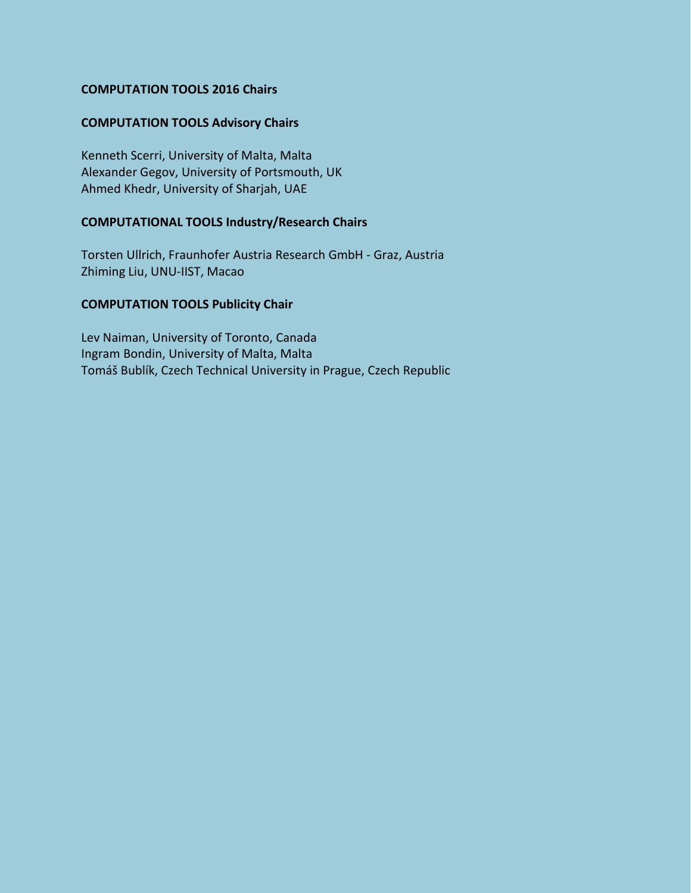**COMPUTATION TOOLS 2016 Chairs**

**COMPUTATION TOOLS Advisory Chairs**

Kenneth Scerri, University of Malta, Malta
Alexander Gegov, University of Portsmouth, UK
Ahmed Khedr, University of Sharjah, UAE

**COMPUTATIONAL TOOLS Industry/Research Chairs**

Torsten Ullrich, Fraunhofer Austria Research GmbH - Graz, Austria
Zhiming Liu, UNU-IIST, Macao

**COMPUTATION TOOLS Publicity Chair**

Lev Naiman, University of Toronto, Canada
Ingram Bondin, University of Malta, Malta
Tomáš Bublík, Czech Technical University in Prague, Czech Republic